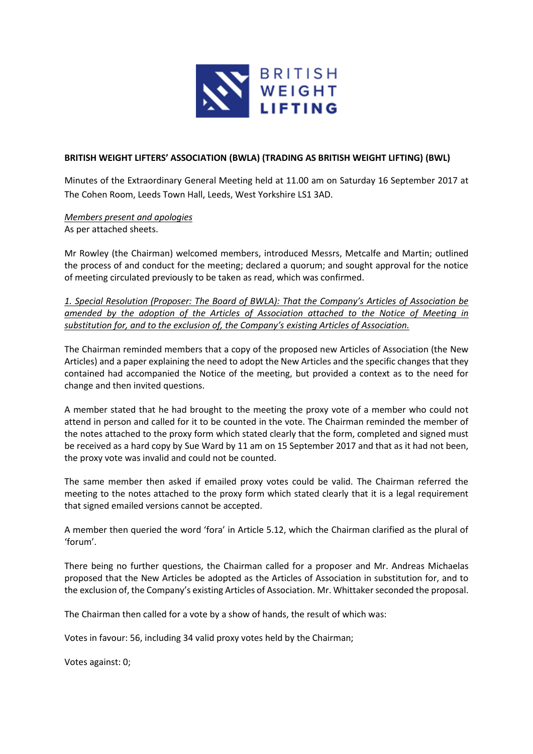**BRITISH WEIGHT LIFTERS' ASSOCIATION (BWLA) (TRADING AS BRITISH WEIGHT LIFTING) (BWL)**

Minutes of the Extraordinary General Meeting held at 11.00 am on Saturday 16 September 2017 at The Cohen Room, Leeds Town Hall, Leeds, West Yorkshire LS1 3AD.

*Members present and apologies*
As per attached sheets.

Mr Rowley (the Chairman) welcomed members, introduced Messrs, Metcalfe and Martin; outlined the process of and conduct for the meeting; declared a quorum; and sought approval for the notice of meeting circulated previously to be taken as read, which was confirmed.

*1. Special Resolution (Proposer: The Board of BWLA): That the Company's Articles of Association be amended by the adoption of the Articles of Association attached to the Notice of Meeting in substitution for, and to the exclusion of, the Company's existing Articles of Association.*

The Chairman reminded members that a copy of the proposed new Articles of Association (the New Articles) and a paper explaining the need to adopt the New Articles and the specific changes that they contained had accompanied the Notice of the meeting, but provided a context as to the need for change and then invited questions.

A member stated that he had brought to the meeting the proxy vote of a member who could not attend in person and called for it to be counted in the vote. The Chairman reminded the member of the notes attached to the proxy form which stated clearly that the form, completed and signed must be received as a hard copy by Sue Ward by 11 am on 15 September 2017 and that as it had not been, the proxy vote was invalid and could not be counted.

The same member then asked if emailed proxy votes could be valid. The Chairman referred the meeting to the notes attached to the proxy form which stated clearly that it is a legal requirement that signed emailed versions cannot be accepted.

A member then queried the word 'fora' in Article 5.12, which the Chairman clarified as the plural of 'forum'.

There being no further questions, the Chairman called for a proposer and Mr. Andreas Michaelas proposed that the New Articles be adopted as the Articles of Association in substitution for, and to the exclusion of, the Company's existing Articles of Association. Mr. Whittaker seconded the proposal.

The Chairman then called for a vote by a show of hands, the result of which was:

Votes in favour: 56, including 34 valid proxy votes held by the Chairman;

Votes against: 0;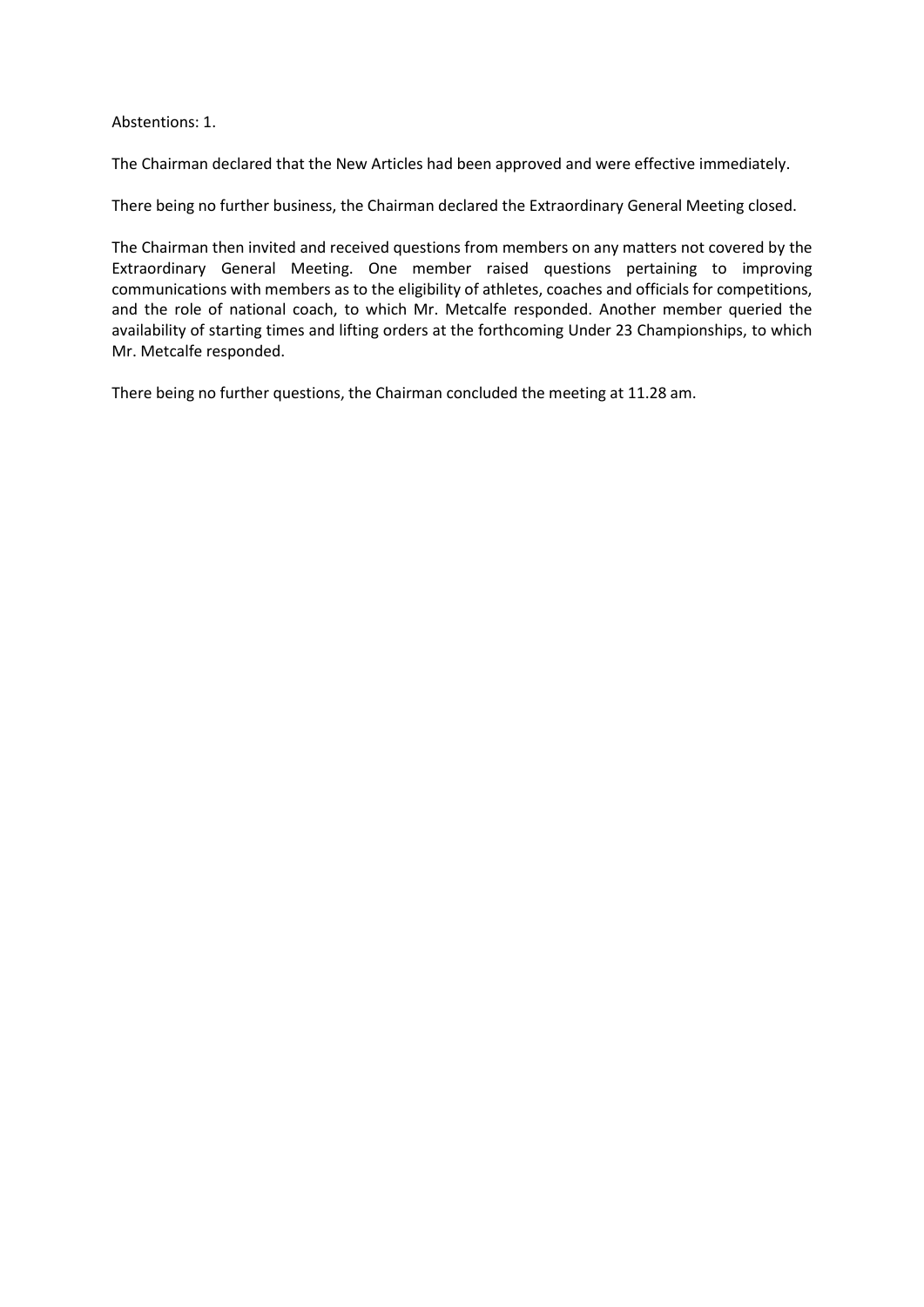Abstentions: 1.

The Chairman declared that the New Articles had been approved and were effective immediately.

There being no further business, the Chairman declared the Extraordinary General Meeting closed.

The Chairman then invited and received questions from members on any matters not covered by the Extraordinary General Meeting. One member raised questions pertaining to improving communications with members as to the eligibility of athletes, coaches and officials for competitions, and the role of national coach, to which Mr. Metcalfe responded. Another member queried the availability of starting times and lifting orders at the forthcoming Under 23 Championships, to which Mr. Metcalfe responded.

There being no further questions, the Chairman concluded the meeting at 11.28 am.